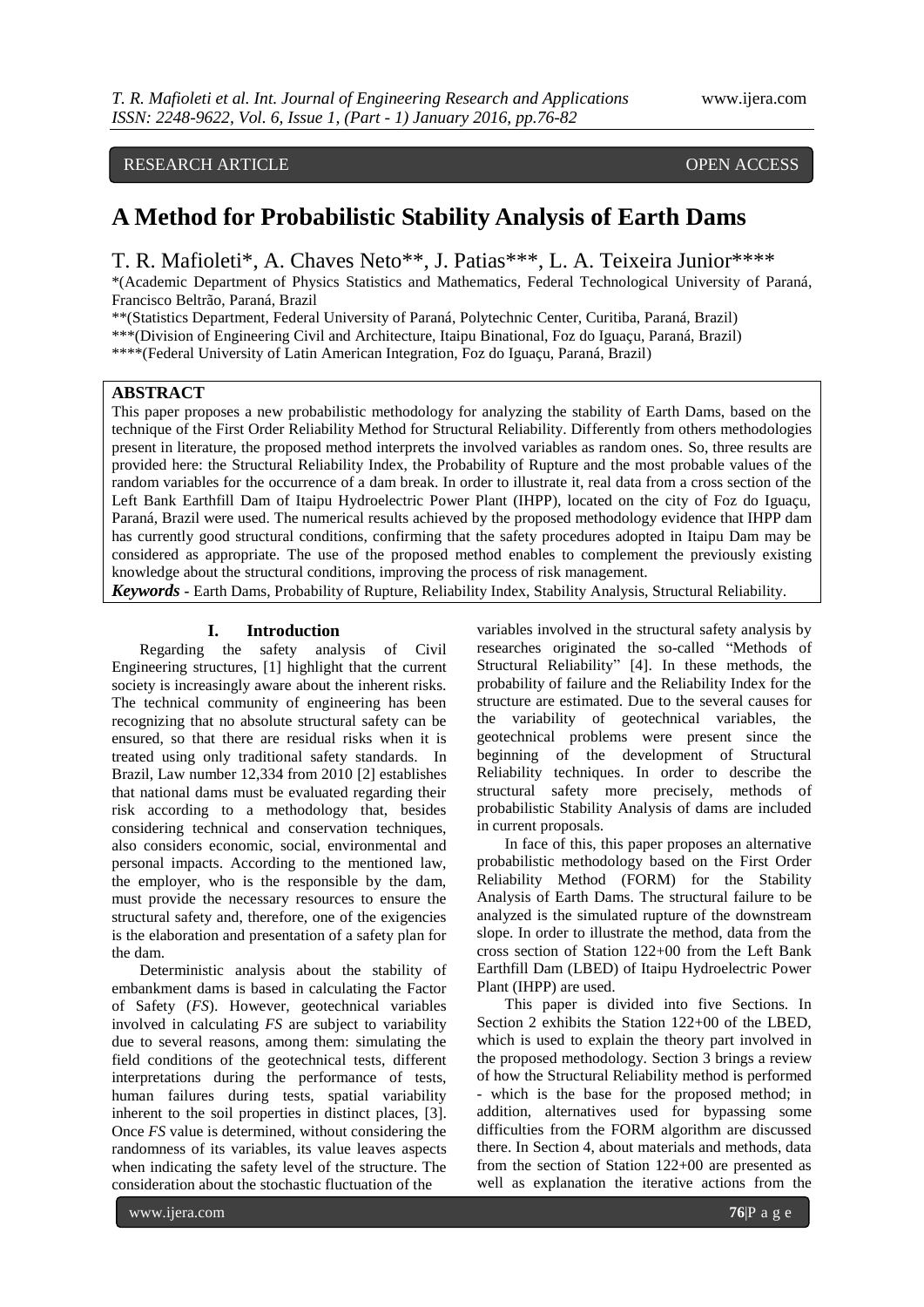RESEARCH ARTICLE OPEN ACCESS

# A Method for Probabilistic Stability Analysis of Earth Dams

T. R. Mafioleti*, A. Chaves Neto**, J. Patias***, L. A. Teixeira Junior****

*(Academic Department of Physics Statistics and Mathematics, Federal Technological University of Paraná, Francisco Beltrão, Paraná, Brazil

**(Statistics Department, Federal University of Paraná, Polytechnic Center, Curitiba, Paraná, Brazil)

***(Division of Engineering Civil and Architecture, Itaipu Binational, Foz do Iguaçu, Paraná, Brazil)

****(Federal University of Latin American Integration, Foz do Iguaçu, Paraná, Brazil)

## ABSTRACT

This paper proposes a new probabilistic methodology for analyzing the stability of Earth Dams, based on the technique of the First Order Reliability Method for Structural Reliability. Differently from others methodologies present in literature, the proposed method interprets the involved variables as random ones. So, three results are provided here: the Structural Reliability Index, the Probability of Rupture and the most probable values of the random variables for the occurrence of a dam break. In order to illustrate it, real data from a cross section of the Left Bank Earthfill Dam of Itaipu Hydroelectric Power Plant (IHPP), located on the city of Foz do Iguaçu, Paraná, Brazil were used. The numerical results achieved by the proposed methodology evidence that IHPP dam has currently good structural conditions, confirming that the safety procedures adopted in Itaipu Dam may be considered as appropriate. The use of the proposed method enables to complement the previously existing knowledge about the structural conditions, improving the process of risk management.

***Keywords*** **-** Earth Dams, Probability of Rupture, Reliability Index, Stability Analysis, Structural Reliability.

## I. Introduction

Regarding the safety analysis of Civil Engineering structures, [1] highlight that the current society is increasingly aware about the inherent risks. The technical community of engineering has been recognizing that no absolute structural safety can be ensured, so that there are residual risks when it is treated using only traditional safety standards. In Brazil, Law number 12,334 from 2010 [2] establishes that national dams must be evaluated regarding their risk according to a methodology that, besides considering technical and conservation techniques, also considers economic, social, environmental and personal impacts. According to the mentioned law, the employer, who is the responsible by the dam, must provide the necessary resources to ensure the structural safety and, therefore, one of the exigencies is the elaboration and presentation of a safety plan for the dam.

Deterministic analysis about the stability of embankment dams is based in calculating the Factor of Safety (*FS*). However, geotechnical variables involved in calculating *FS* are subject to variability due to several reasons, among them: simulating the field conditions of the geotechnical tests, different interpretations during the performance of tests, human failures during tests, spatial variability inherent to the soil properties in distinct places, [3]. Once *FS* value is determined, without considering the randomness of its variables, its value leaves aspects when indicating the safety level of the structure. The consideration about the stochastic fluctuation of the variables involved in the structural safety analysis by researches originated the so-called "Methods of Structural Reliability" [4]. In these methods, the probability of failure and the Reliability Index for the structure are estimated. Due to the several causes for the variability of geotechnical variables, the geotechnical problems were present since the beginning of the development of Structural Reliability techniques. In order to describe the structural safety more precisely, methods of probabilistic Stability Analysis of dams are included in current proposals.

In face of this, this paper proposes an alternative probabilistic methodology based on the First Order Reliability Method (FORM) for the Stability Analysis of Earth Dams. The structural failure to be analyzed is the simulated rupture of the downstream slope. In order to illustrate the method, data from the cross section of Station 122+00 from the Left Bank Earthfill Dam (LBED) of Itaipu Hydroelectric Power Plant (IHPP) are used.

This paper is divided into five Sections. In Section 2 exhibits the Station 122+00 of the LBED, which is used to explain the theory part involved in the proposed methodology. Section 3 brings a review of how the Structural Reliability method is performed - which is the base for the proposed method; in addition, alternatives used for bypassing some difficulties from the FORM algorithm are discussed there. In Section 4, about materials and methods, data from the section of Station 122+00 are presented as well as explanation the iterative actions from the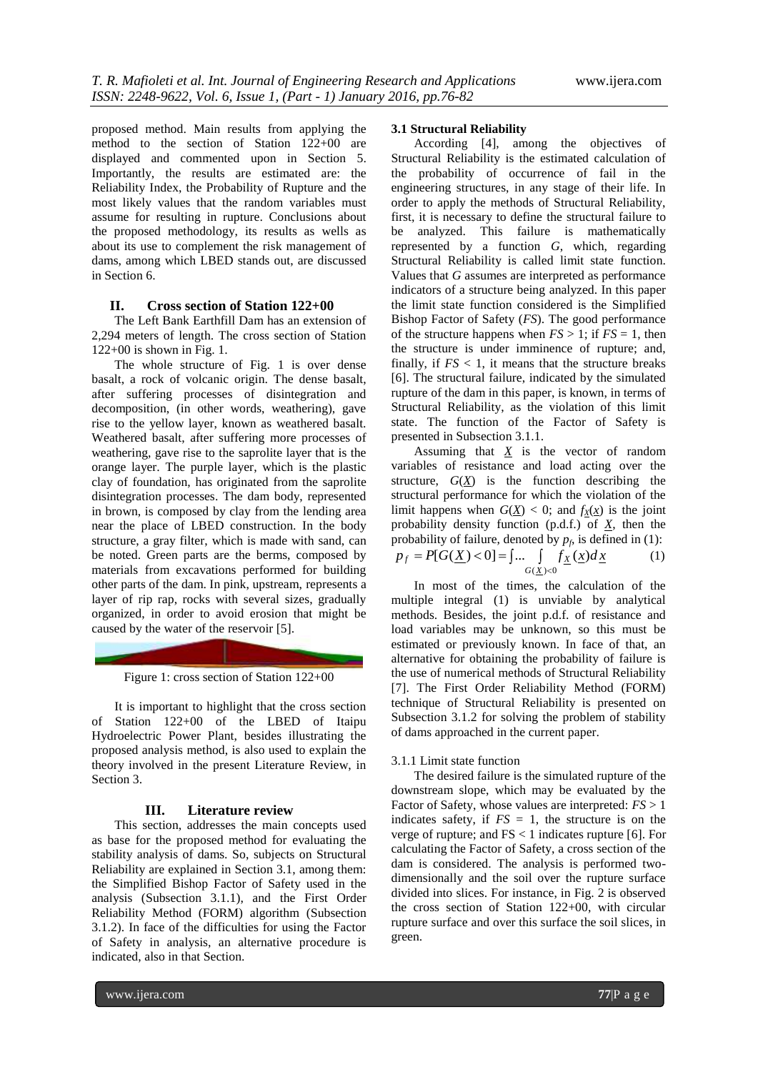proposed method. Main results from applying the method to the section of Station 122+00 are displayed and commented upon in Section 5. Importantly, the results are estimated are: the Reliability Index, the Probability of Rupture and the most likely values that the random variables must assume for resulting in rupture. Conclusions about the proposed methodology, its results as wells as about its use to complement the risk management of dams, among which LBED stands out, are discussed in Section 6.

## II. Cross section of Station 122+00

The Left Bank Earthfill Dam has an extension of 2,294 meters of length. The cross section of Station 122+00 is shown in Fig. 1.

The whole structure of Fig. 1 is over dense basalt, a rock of volcanic origin. The dense basalt, after suffering processes of disintegration and decomposition, (in other words, weathering), gave rise to the yellow layer, known as weathered basalt. Weathered basalt, after suffering more processes of weathering, gave rise to the saprolite layer that is the orange layer. The purple layer, which is the plastic clay of foundation, has originated from the saprolite disintegration processes. The dam body, represented in brown, is composed by clay from the lending area near the place of LBED construction. In the body structure, a gray filter, which is made with sand, can be noted. Green parts are the berms, composed by materials from excavations performed for building other parts of the dam. In pink, upstream, represents a layer of rip rap, rocks with several sizes, gradually organized, in order to avoid erosion that might be caused by the water of the reservoir [5].

Figure 1: cross section of Station 122+00

It is important to highlight that the cross section of Station 122+00 of the LBED of Itaipu Hydroelectric Power Plant, besides illustrating the proposed analysis method, is also used to explain the theory involved in the present Literature Review, in Section 3.

## III. Literature review

This section, addresses the main concepts used as base for the proposed method for evaluating the stability analysis of dams. So, subjects on Structural Reliability are explained in Section 3.1, among them: the Simplified Bishop Factor of Safety used in the analysis (Subsection 3.1.1), and the First Order Reliability Method (FORM) algorithm (Subsection 3.1.2). In face of the difficulties for using the Factor of Safety in analysis, an alternative procedure is indicated, also in that Section.

### 3.1 Structural Reliability

According [4], among the objectives of Structural Reliability is the estimated calculation of the probability of occurrence of fail in the engineering structures, in any stage of their life. In order to apply the methods of Structural Reliability, first, it is necessary to define the structural failure to be analyzed. This failure is mathematically represented by a function *G*, which, regarding Structural Reliability is called limit state function. Values that *G* assumes are interpreted as performance indicators of a structure being analyzed. In this paper the limit state function considered is the Simplified Bishop Factor of Safety (*FS*). The good performance of the structure happens when $FS > 1$; if $FS = 1$, then the structure is under imminence of rupture; and, finally, if $FS < 1$, it means that the structure breaks [6]. The structural failure, indicated by the simulated rupture of the dam in this paper, is known, in terms of Structural Reliability, as the violation of this limit state. The function of the Factor of Safety is presented in Subsection 3.1.1.

Assuming that $\underline{X}$ is the vector of random variables of resistance and load acting over the structure, $G(\underline{X})$ is the function describing the structural performance for which the violation of the limit happens when $G(\underline{X}) < 0$; and $f_{\underline{X}}(\underline{x})$ is the joint probability density function (p.d.f.) of $\underline{X}$, then the probability of failure, denoted by $p_f$, is defined in (1):

$$p_f = P[G(\underline{X}) < 0] = \int \dots \int_{G(\underline{X})<0} f_{\underline{X}}(\underline{x}) d\underline{x} \qquad (1)$$

In most of the times, the calculation of the multiple integral (1) is unviable by analytical methods. Besides, the joint p.d.f. of resistance and load variables may be unknown, so this must be estimated or previously known. In face of that, an alternative for obtaining the probability of failure is the use of numerical methods of Structural Reliability [7]. The First Order Reliability Method (FORM) technique of Structural Reliability is presented on Subsection 3.1.2 for solving the problem of stability of dams approached in the current paper.

#### 3.1.1 Limit state function

The desired failure is the simulated rupture of the downstream slope, which may be evaluated by the Factor of Safety, whose values are interpreted: $FS > 1$ indicates safety, if $FS = 1$, the structure is on the verge of rupture; and $FS < 1$ indicates rupture [6]. For calculating the Factor of Safety, a cross section of the dam is considered. The analysis is performed two-dimensionally and the soil over the rupture surface divided into slices. For instance, in Fig. 2 is observed the cross section of Station 122+00, with circular rupture surface and over this surface the soil slices, in green.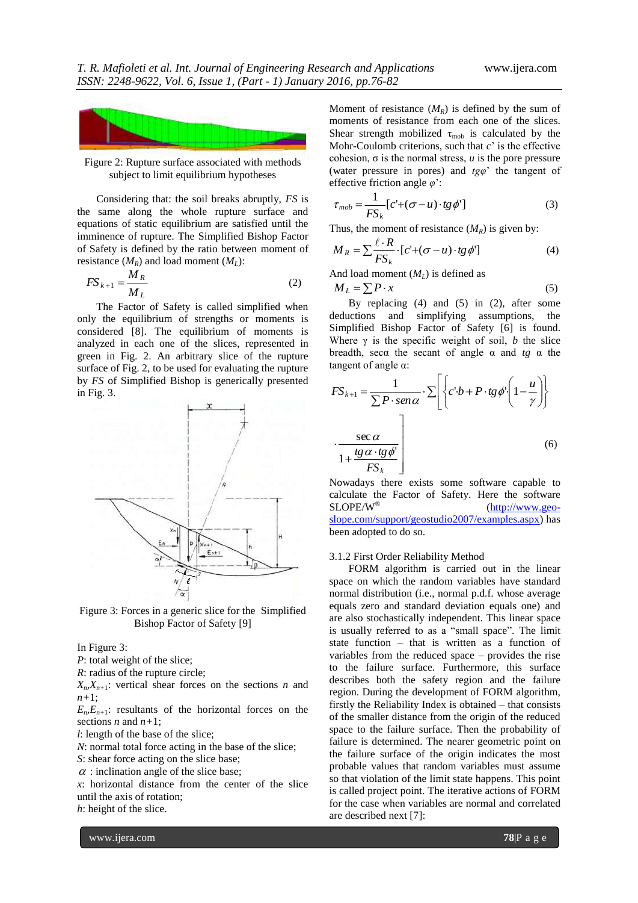Figure 2: Rupture surface associated with methods subject to limit equilibrium hypotheses

Considering that: the soil breaks abruptly, *FS* is the same along the whole rupture surface and equations of static equilibrium are satisfied until the imminence of rupture. The Simplified Bishop Factor of Safety is defined by the ratio between moment of resistance ($M_R$) and load moment ($M_L$):

$$FS_{k+1} = \frac{M_R}{M_L} \qquad (2)$$

The Factor of Safety is called simplified when only the equilibrium of strengths or moments is considered [8]. The equilibrium of moments is analyzed in each one of the slices, represented in green in Fig. 2. An arbitrary slice of the rupture surface of Fig. 2, to be used for evaluating the rupture by *FS* of Simplified Bishop is generically presented in Fig. 3.

Figure 3: Forces in a generic slice for the Simplified Bishop Factor of Safety [9]

In Figure 3:

$P$: total weight of the slice;
$R$: radius of the rupture circle;
$X_n$,$X_{n+1}$: vertical shear forces on the sections $n$ and $n+1$;
$E_n$,$E_{n+1}$: resultants of the horizontal forces on the sections $n$ and $n+1$;
$l$: length of the base of the slice;
$N$: normal total force acting in the base of the slice;
$S$: shear force acting on the slice base;
$\alpha$ : inclination angle of the slice base;
$x$: horizontal distance from the center of the slice until the axis of rotation;
$h$: height of the slice.

Moment of resistance ($M_R$) is defined by the sum of moments of resistance from each one of the slices. Shear strength mobilized $\tau_{mob}$ is calculated by the Mohr-Coulomb criterions, such that $c'$ is the effective cohesion, $\sigma$ is the normal stress, $u$ is the pore pressure (water pressure in pores) and $tg\varphi'$ the tangent of effective friction angle $\varphi'$:

$$\tau_{mob} = \frac{1}{FS_k}[c' + (\sigma - u)\cdot tg\phi'] \qquad (3)$$

Thus, the moment of resistance ($M_R$) is given by:

$$M_R = \sum \frac{\ell \cdot R}{FS_k}\cdot [c' + (\sigma - u)\cdot tg\phi'] \qquad (4)$$

And load moment ($M_L$) is defined as

$$M_L = \sum P \cdot x \qquad (5)$$

By replacing (4) and (5) in (2), after some deductions and simplifying assumptions, the Simplified Bishop Factor of Safety [6] is found. Where $\gamma$ is the specific weight of soil, $b$ the slice breadth, $\sec\alpha$ the secant of angle $\alpha$ and $tg\ \alpha$ the tangent of angle $\alpha$:

$$FS_{k+1} = \frac{1}{\sum P \cdot sen\alpha}\cdot \sum\left[\left\{c'b + P\cdot tg\phi'\left(1-\frac{u}{\gamma}\right)\right\} \cdot \frac{\sec\alpha}{1+\dfrac{tg\alpha \cdot tg\phi'}{FS_k}}\right] \qquad (6)$$

Nowadays there exists some software capable to calculate the Factor of Safety. Here the software SLOPE/W® (http://www.geo-slope.com/support/geostudio2007/examples.aspx) has been adopted to do so.

### 3.1.2 First Order Reliability Method

FORM algorithm is carried out in the linear space on which the random variables have standard normal distribution (i.e., normal p.d.f. whose average equals zero and standard deviation equals one) and are also stochastically independent. This linear space is usually referred to as a "small space". The limit state function – that is written as a function of variables from the reduced space – provides the rise to the failure surface. Furthermore, this surface describes both the safety region and the failure region. During the development of FORM algorithm, firstly the Reliability Index is obtained – that consists of the smaller distance from the origin of the reduced space to the failure surface. Then the probability of failure is determined. The nearer geometric point on the failure surface of the origin indicates the most probable values that random variables must assume so that violation of the limit state happens. This point is called project point. The iterative actions of FORM for the case when variables are normal and correlated are described next [7]: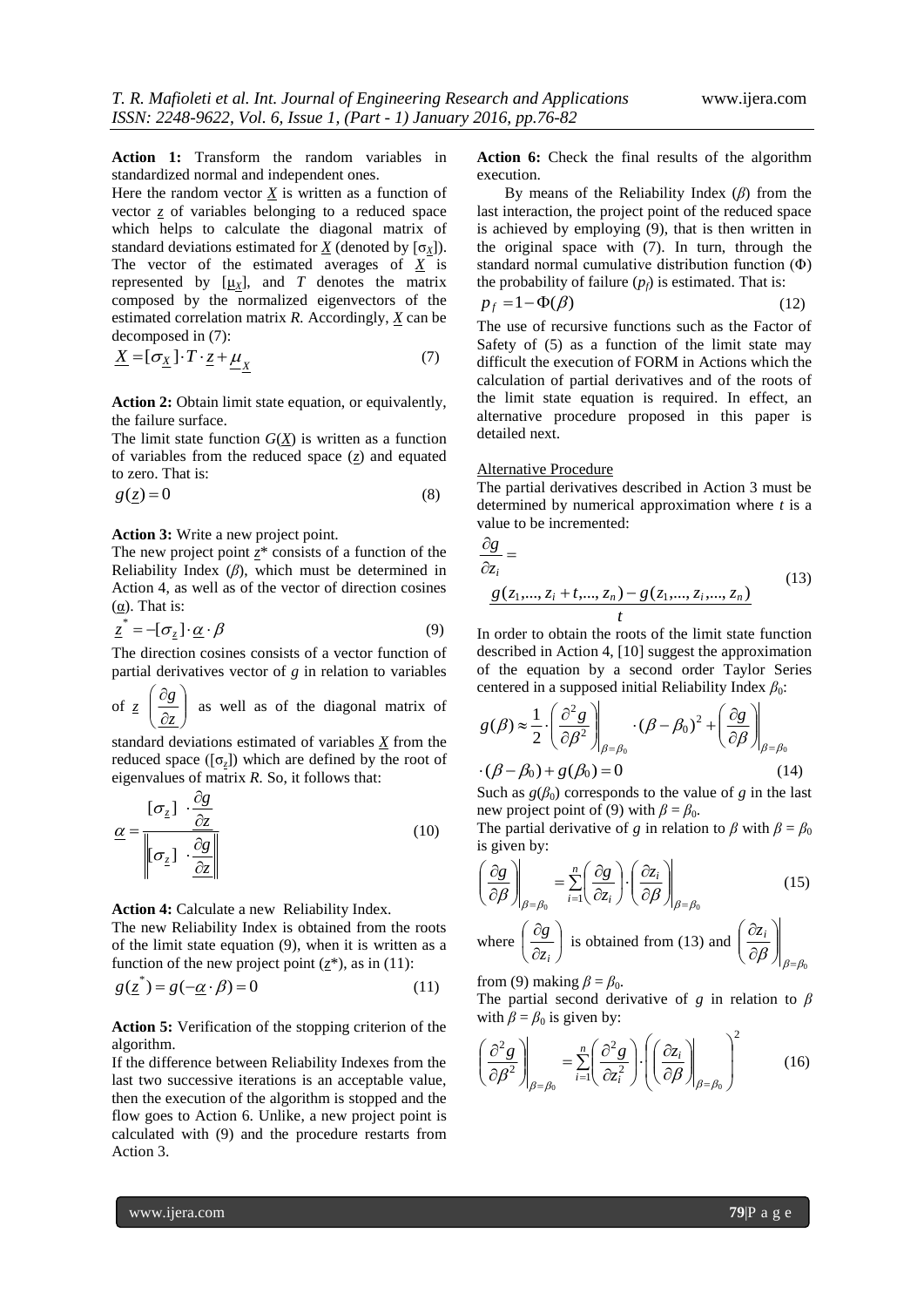**Action 1:** Transform the random variables in standardized normal and independent ones.

Here the random vector $\underline{X}$ is written as a function of vector $\underline{z}$ of variables belonging to a reduced space which helps to calculate the diagonal matrix of standard deviations estimated for $\underline{X}$ (denoted by $[\sigma_{\underline{X}}]$). The vector of the estimated averages of $\underline{X}$ is represented by $[\underline{\mu}_X]$, and $T$ denotes the matrix composed by the normalized eigenvectors of the estimated correlation matrix $R$. Accordingly, $\underline{X}$ can be decomposed in (7):

$$\underline{X} = [\sigma_{\underline{X}}] \cdot T \cdot \underline{z} + \underline{\mu}_{\underline{X}} \tag{7}$$

**Action 2:** Obtain limit state equation, or equivalently, the failure surface.

The limit state function $G(\underline{X})$ is written as a function of variables from the reduced space ($\underline{z}$) and equated to zero. That is:

$$g(\underline{z}) = 0 \tag{8}$$

**Action 3:** Write a new project point.

The new project point $\underline{z}^*$ consists of a function of the Reliability Index ($\beta$), which must be determined in Action 4, as well as of the vector of direction cosines ($\underline{\alpha}$). That is:

$$\underline{z}^* = -[\sigma_{\underline{z}}] \cdot \underline{\alpha} \cdot \beta \tag{9}$$

The direction cosines consists of a vector function of partial derivatives vector of $g$ in relation to variables of $\underline{z}$ $\left(\frac{\partial g}{\partial \underline{z}}\right)$ as well as of the diagonal matrix of standard deviations estimated of variables $\underline{X}$ from the reduced space ($[\sigma_{\underline{z}}]$) which are defined by the root of eigenvalues of matrix $R$. So, it follows that:

$$\underline{\alpha} = \frac{[\sigma_{\underline{z}}] \cdot \frac{\partial g}{\partial \underline{z}}}{\left\| [\sigma_{\underline{z}}] \cdot \frac{\partial g}{\partial \underline{z}} \right\|} \tag{10}$$

**Action 4:** Calculate a new Reliability Index.

The new Reliability Index is obtained from the roots of the limit state equation (9), when it is written as a function of the new project point ($\underline{z}^*$), as in (11):

$$g(\underline{z}^*) = g(-\underline{\alpha} \cdot \beta) = 0 \tag{11}$$

**Action 5:** Verification of the stopping criterion of the algorithm.

If the difference between Reliability Indexes from the last two successive iterations is an acceptable value, then the execution of the algorithm is stopped and the flow goes to Action 6. Unlike, a new project point is calculated with (9) and the procedure restarts from Action 3.

**Action 6:** Check the final results of the algorithm execution.

By means of the Reliability Index ($\beta$) from the last interaction, the project point of the reduced space is achieved by employing (9), that is then written in the original space with (7). In turn, through the standard normal cumulative distribution function ($\Phi$) the probability of failure ($p_f$) is estimated. That is:

$$p_f = 1 - \Phi(\beta) \tag{12}$$

The use of recursive functions such as the Factor of Safety of (5) as a function of the limit state may difficult the execution of FORM in Actions which the calculation of partial derivatives and of the roots of the limit state equation is required. In effect, an alternative procedure proposed in this paper is detailed next.

Alternative Procedure

The partial derivatives described in Action 3 must be determined by numerical approximation where $t$ is a value to be incremented:

$$\frac{\partial g}{\partial z_i} = \frac{g(z_1, ..., z_i + t, ..., z_n) - g(z_1, ..., z_i, ..., z_n)}{t} \tag{13}$$

In order to obtain the roots of the limit state function described in Action 4, [10] suggest the approximation of the equation by a second order Taylor Series centered in a supposed initial Reliability Index $\beta_0$:

$$g(\beta) \approx \frac{1}{2} \cdot \left.\left(\frac{\partial^2 g}{\partial \beta^2}\right)\right|_{\beta=\beta_0} \cdot (\beta - \beta_0)^2 + \left.\left(\frac{\partial g}{\partial \beta}\right)\right|_{\beta=\beta_0} \cdot (\beta - \beta_0) + g(\beta_0) = 0 \tag{14}$$

Such as $g(\beta_0)$ corresponds to the value of $g$ in the last new project point of (9) with $\beta = \beta_0$.

The partial derivative of $g$ in relation to $\beta$ with $\beta = \beta_0$ is given by:

$$\left.\left(\frac{\partial g}{\partial \beta}\right)\right|_{\beta=\beta_0} = \sum_{i=1}^{n} \left(\frac{\partial g}{\partial z_i}\right) \cdot \left.\left(\frac{\partial z_i}{\partial \beta}\right)\right|_{\beta=\beta_0} \tag{15}$$

where $\left(\frac{\partial g}{\partial z_i}\right)$ is obtained from (13) and $\left.\left(\frac{\partial z_i}{\partial \beta}\right)\right|_{\beta=\beta_0}$ from (9) making $\beta = \beta_0$.

The partial second derivative of $g$ in relation to $\beta$ with $\beta = \beta_0$ is given by:

$$\left.\left(\frac{\partial^2 g}{\partial \beta^2}\right)\right|_{\beta=\beta_0} = \sum_{i=1}^{n} \left(\frac{\partial^2 g}{\partial z_i^2}\right) \cdot \left(\left.\left(\frac{\partial z_i}{\partial \beta}\right)\right|_{\beta=\beta_0}\right)^2 \tag{16}$$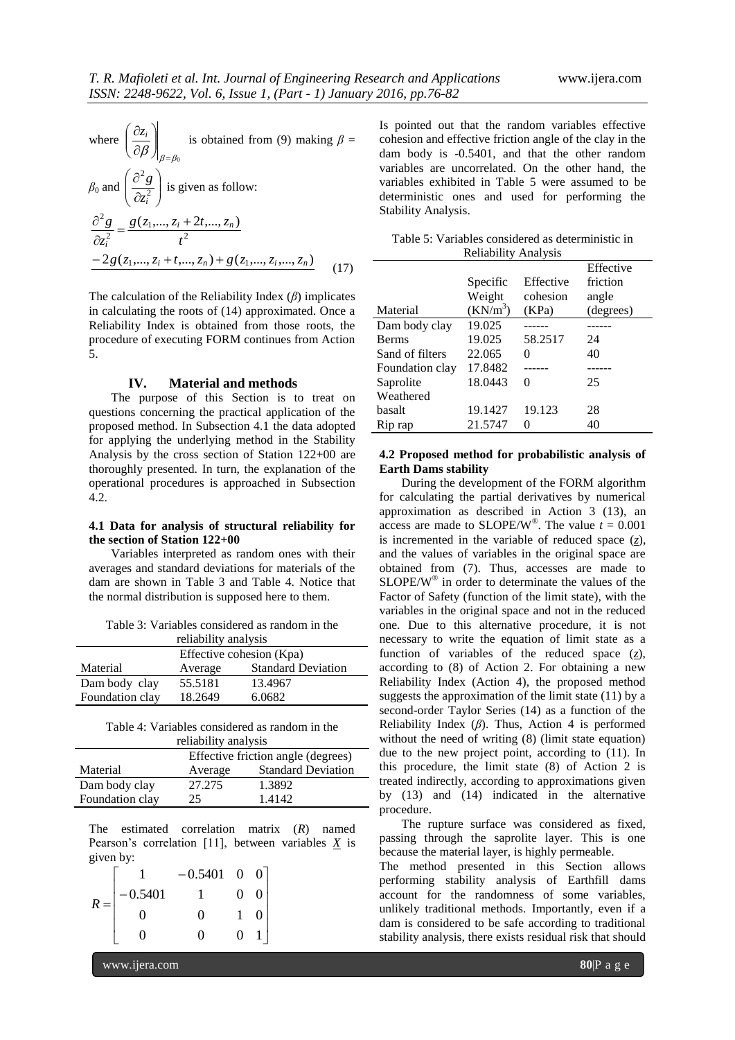where $\left(\frac{\partial z_i}{\partial \beta}\right)\bigg|_{\beta=\beta_0}$ is obtained from (9) making $\beta = \beta_0$ and $\left(\frac{\partial^2 g}{\partial z_i^2}\right)$ is given as follow:

$$\frac{\partial^2 g}{\partial z_i^2} = \frac{g(z_1,...,z_i+2t,...,z_n)}{t^2}$$
$$\frac{-2g(z_1,...,z_i+t,...,z_n)+g(z_1,...,z_i,...,z_n)}{} \quad (17)$$

The calculation of the Reliability Index ($\beta$) implicates in calculating the roots of (14) approximated. Once a Reliability Index is obtained from those roots, the procedure of executing FORM continues from Action 5.

## IV. Material and methods

The purpose of this Section is to treat on questions concerning the practical application of the proposed method. In Subsection 4.1 the data adopted for applying the underlying method in the Stability Analysis by the cross section of Station 122+00 are thoroughly presented. In turn, the explanation of the operational procedures is approached in Subsection 4.2.

### 4.1 Data for analysis of structural reliability for the section of Station 122+00

Variables interpreted as random ones with their averages and standard deviations for materials of the dam are shown in Table 3 and Table 4. Notice that the normal distribution is supposed here to them.

Table 3: Variables considered as random in the reliability analysis

| Material | Effective cohesion (Kpa) | |
|---|---|---|
| | Average | Standard Deviation |
| Dam body clay | 55.5181 | 13.4967 |
| Foundation clay | 18.2649 | 6.0682 |

Table 4: Variables considered as random in the reliability analysis

| Material | Effective friction angle (degrees) | |
|---|---|---|
| | Average | Standard Deviation |
| Dam body clay | 27.275 | 1.3892 |
| Foundation clay | 25 | 1.4142 |

The estimated correlation matrix ($R$) named Pearson's correlation [11], between variables $\underline{X}$ is given by:

$$R = \begin{bmatrix} 1 & -0.5401 & 0 & 0 \\ -0.5401 & 1 & 0 & 0 \\ 0 & 0 & 1 & 0 \\ 0 & 0 & 0 & 1 \end{bmatrix}$$

Is pointed out that the random variables effective cohesion and effective friction angle of the clay in the dam body is -0.5401, and that the other random variables are uncorrelated. On the other hand, the variables exhibited in Table 5 were assumed to be deterministic ones and used for performing the Stability Analysis.

Table 5: Variables considered as deterministic in Reliability Analysis

| Material | Specific Weight ($KN/m^3$) | Effective cohesion (KPa) | Effective friction angle (degrees) |
|---|---|---|---|
| Dam body clay | 19.025 | ------ | ------ |
| Berms | 19.025 | 58.2517 | 24 |
| Sand of filters | 22.065 | 0 | 40 |
| Foundation clay | 17.8482 | ------ | ------ |
| Saprolite | 18.0443 | 0 | 25 |
| Weathered basalt | 19.1427 | 19.123 | 28 |
| Rip rap | 21.5747 | 0 | 40 |

### 4.2 Proposed method for probabilistic analysis of Earth Dams stability

During the development of the FORM algorithm for calculating the partial derivatives by numerical approximation as described in Action 3 (13), an access are made to SLOPE/W®. The value $t = 0.001$ is incremented in the variable of reduced space ($\underline{z}$), and the values of variables in the original space are obtained from (7). Thus, accesses are made to SLOPE/W® in order to determinate the values of the Factor of Safety (function of the limit state), with the variables in the original space and not in the reduced one. Due to this alternative procedure, it is not necessary to write the equation of limit state as a function of variables of the reduced space ($\underline{z}$), according to (8) of Action 2. For obtaining a new Reliability Index (Action 4), the proposed method suggests the approximation of the limit state (11) by a second-order Taylor Series (14) as a function of the Reliability Index ($\beta$). Thus, Action 4 is performed without the need of writing (8) (limit state equation) due to the new project point, according to (11). In this procedure, the limit state (8) of Action 2 is treated indirectly, according to approximations given by (13) and (14) indicated in the alternative procedure.

The rupture surface was considered as fixed, passing through the saprolite layer. This is one because the material layer, is highly permeable.

The method presented in this Section allows performing stability analysis of Earthfill dams account for the randomness of some variables, unlikely traditional methods. Importantly, even if a dam is considered to be safe according to traditional stability analysis, there exists residual risk that should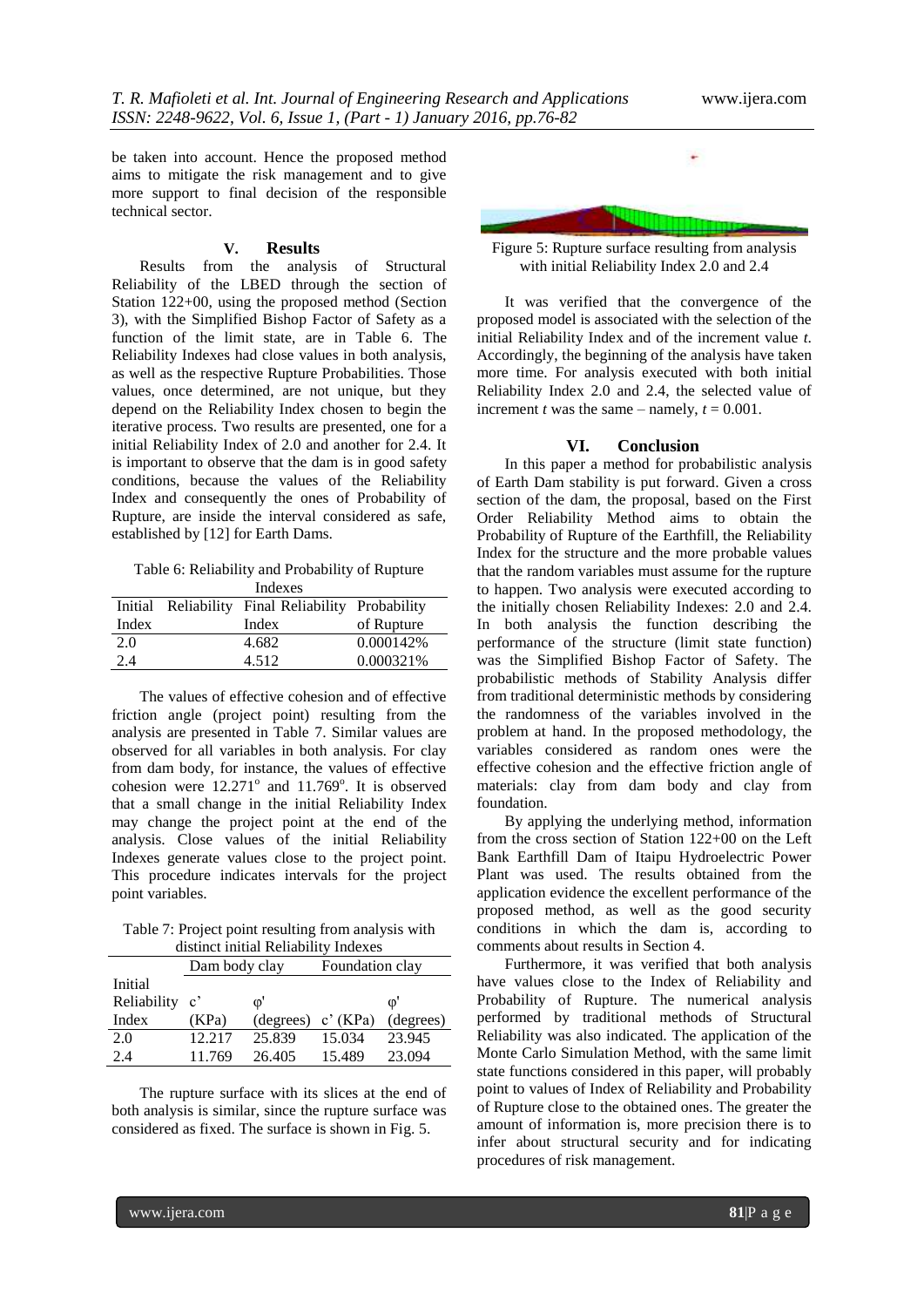be taken into account. Hence the proposed method aims to mitigate the risk management and to give more support to final decision of the responsible technical sector.

## V. Results

Results from the analysis of Structural Reliability of the LBED through the section of Station 122+00, using the proposed method (Section 3), with the Simplified Bishop Factor of Safety as a function of the limit state, are in Table 6. The Reliability Indexes had close values in both analysis, as well as the respective Rupture Probabilities. Those values, once determined, are not unique, but they depend on the Reliability Index chosen to begin the iterative process. Two results are presented, one for a initial Reliability Index of 2.0 and another for 2.4. It is important to observe that the dam is in good safety conditions, because the values of the Reliability Index and consequently the ones of Probability of Rupture, are inside the interval considered as safe, established by [12] for Earth Dams.

Table 6: Reliability and Probability of Rupture Indexes

| Initial Reliability Index | Final Reliability Index | Probability of Rupture |
|---|---|---|
| 2.0 | 4.682 | 0.000142% |
| 2.4 | 4.512 | 0.000321% |

The values of effective cohesion and of effective friction angle (project point) resulting from the analysis are presented in Table 7. Similar values are observed for all variables in both analysis. For clay from dam body, for instance, the values of effective cohesion were 12.271° and 11.769°. It is observed that a small change in the initial Reliability Index may change the project point at the end of the analysis. Close values of the initial Reliability Indexes generate values close to the project point. This procedure indicates intervals for the project point variables.

Table 7: Project point resulting from analysis with distinct initial Reliability Indexes

| | Dam body clay | | Foundation clay | |
|---|---|---|---|---|
| Initial Reliability Index | c' (KPa) | φ' (degrees) | c' (KPa) | φ' (degrees) |
| 2.0 | 12.217 | 25.839 | 15.034 | 23.945 |
| 2.4 | 11.769 | 26.405 | 15.489 | 23.094 |

The rupture surface with its slices at the end of both analysis is similar, since the rupture surface was considered as fixed. The surface is shown in Fig. 5.

Figure 5: Rupture surface resulting from analysis with initial Reliability Index 2.0 and 2.4

It was verified that the convergence of the proposed model is associated with the selection of the initial Reliability Index and of the increment value *t*. Accordingly, the beginning of the analysis have taken more time. For analysis executed with both initial Reliability Index 2.0 and 2.4, the selected value of increment *t* was the same – namely, $t = 0.001$.

## VI. Conclusion

In this paper a method for probabilistic analysis of Earth Dam stability is put forward. Given a cross section of the dam, the proposal, based on the First Order Reliability Method aims to obtain the Probability of Rupture of the Earthfill, the Reliability Index for the structure and the more probable values that the random variables must assume for the rupture to happen. Two analysis were executed according to the initially chosen Reliability Indexes: 2.0 and 2.4. In both analysis the function describing the performance of the structure (limit state function) was the Simplified Bishop Factor of Safety. The probabilistic methods of Stability Analysis differ from traditional deterministic methods by considering the randomness of the variables involved in the problem at hand. In the proposed methodology, the variables considered as random ones were the effective cohesion and the effective friction angle of materials: clay from dam body and clay from foundation.

By applying the underlying method, information from the cross section of Station 122+00 on the Left Bank Earthfill Dam of Itaipu Hydroelectric Power Plant was used. The results obtained from the application evidence the excellent performance of the proposed method, as well as the good security conditions in which the dam is, according to comments about results in Section 4.

Furthermore, it was verified that both analysis have values close to the Index of Reliability and Probability of Rupture. The numerical analysis performed by traditional methods of Structural Reliability was also indicated. The application of the Monte Carlo Simulation Method, with the same limit state functions considered in this paper, will probably point to values of Index of Reliability and Probability of Rupture close to the obtained ones. The greater the amount of information is, more precision there is to infer about structural security and for indicating procedures of risk management.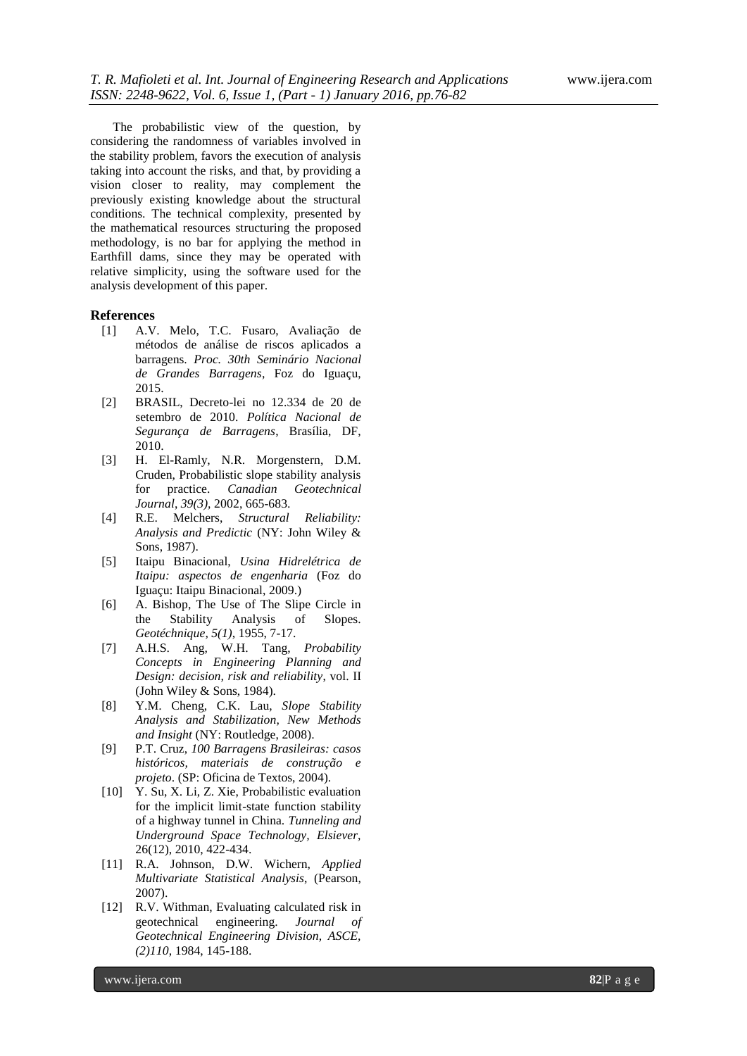The probabilistic view of the question, by considering the randomness of variables involved in the stability problem, favors the execution of analysis taking into account the risks, and that, by providing a vision closer to reality, may complement the previously existing knowledge about the structural conditions. The technical complexity, presented by the mathematical resources structuring the proposed methodology, is no bar for applying the method in Earthfill dams, since they may be operated with relative simplicity, using the software used for the analysis development of this paper.

## References

[1] A.V. Melo, T.C. Fusaro, Avaliação de métodos de análise de riscos aplicados a barragens. *Proc. 30th Seminário Nacional de Grandes Barragens*, Foz do Iguaçu, 2015.

[2] BRASIL, Decreto-lei no 12.334 de 20 de setembro de 2010. *Política Nacional de Segurança de Barragens*, Brasília, DF, 2010.

[3] H. El-Ramly, N.R. Morgenstern, D.M. Cruden, Probabilistic slope stability analysis for practice. *Canadian Geotechnical Journal*, *39(3),* 2002, 665-683.

[4] R.E. Melchers, *Structural Reliability: Analysis and Predictic* (NY: John Wiley & Sons, 1987).

[5] Itaipu Binacional, *Usina Hidrelétrica de Itaipu: aspectos de engenharia* (Foz do Iguaçu: Itaipu Binacional, 2009.)

[6] A. Bishop, The Use of The Slipe Circle in the Stability Analysis of Slopes. *Geotéchnique, 5(1)*, 1955, 7-17.

[7] A.H.S. Ang, W.H. Tang, *Probability Concepts in Engineering Planning and Design: decision, risk and reliability*, vol. II (John Wiley & Sons, 1984).

[8] Y.M. Cheng, C.K. Lau, *Slope Stability Analysis and Stabilization, New Methods and Insight* (NY: Routledge, 2008).

[9] P.T. Cruz, *100 Barragens Brasileiras: casos históricos, materiais de construção e projeto*. (SP: Oficina de Textos, 2004).

[10] Y. Su, X. Li, Z. Xie, Probabilistic evaluation for the implicit limit-state function stability of a highway tunnel in China. *Tunneling and Underground Space Technology, Elsiever*, 26(12), 2010, 422-434.

[11] R.A. Johnson, D.W. Wichern, *Applied Multivariate Statistical Analysis*, (Pearson, 2007).

[12] R.V. Withman, Evaluating calculated risk in geotechnical engineering. *Journal of Geotechnical Engineering Division, ASCE, (2)110*, 1984, 145-188.